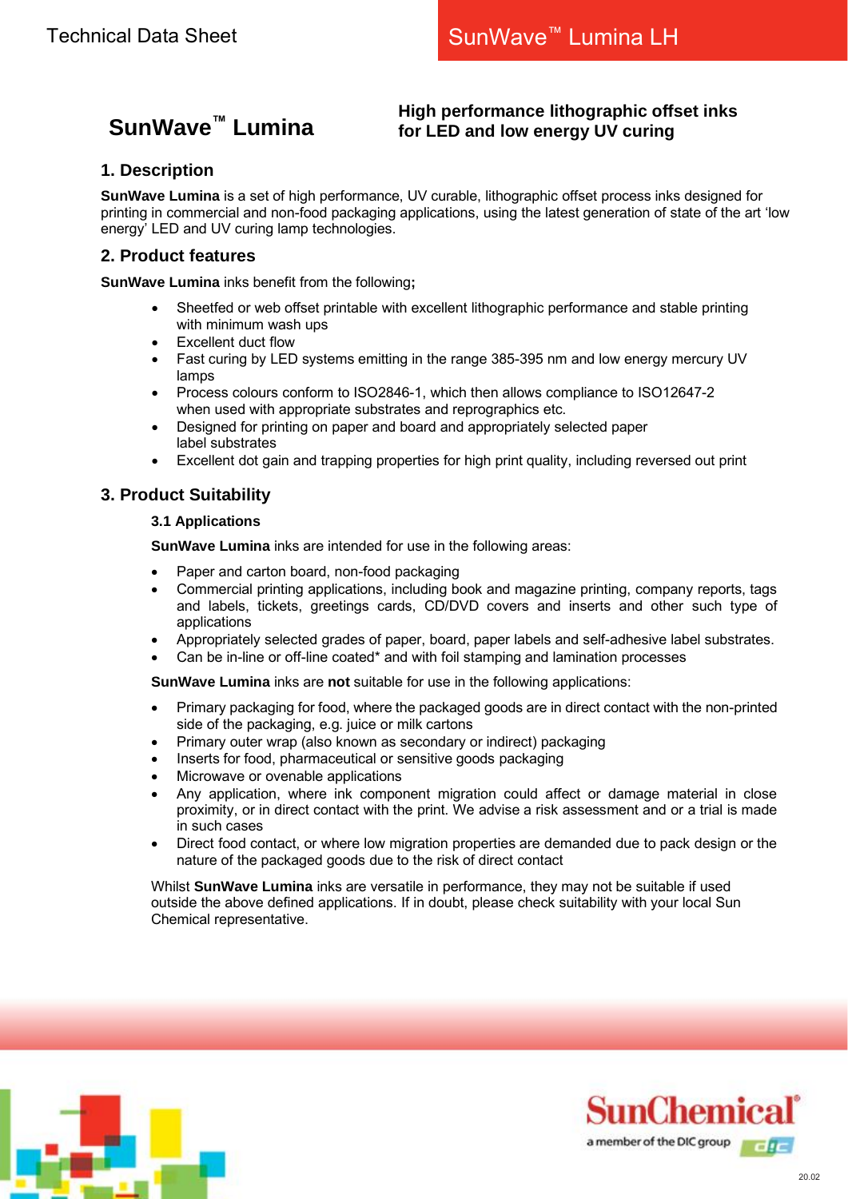# SunWave™ Lumina

**High performance lithographic offset inks for LED and low energy UV curing**

## 1. Description

**SunWave Lumina** is a set of high performance, UV curable, lithographic offset process inks designed for printing in commercial and non-food packaging applications, using the latest generation of state of the art 'low energy' LED and UV curing lamp technologies.

## 2. Product features

**SunWave Lumina** inks benefit from the following**;**

- Sheetfed or web offset printable with excellent lithographic performance and stable printing with minimum wash ups
- Excellent duct flow
- Fast curing by LED systems emitting in the range 385-395 nm and low energy mercury UV lamps
- Process colours conform to ISO2846-1, which then allows compliance to ISO12647-2 when used with appropriate substrates and reprographics etc.
- Designed for printing on paper and board and appropriately selected paper label substrates
- Excellent dot gain and trapping properties for high print quality, including reversed out print

## 3. Product Suitability

### 3.1 Applications

**SunWave Lumina** inks are intended for use in the following areas:

- Paper and carton board, non-food packaging
- Commercial printing applications, including book and magazine printing, company reports, tags and labels, tickets, greetings cards, CD/DVD covers and inserts and other such type of applications
- Appropriately selected grades of paper, board, paper labels and self-adhesive label substrates.
- Can be in-line or off-line coated* and with foil stamping and lamination processes

**SunWave Lumina** inks are **not** suitable for use in the following applications:

- Primary packaging for food, where the packaged goods are in direct contact with the non-printed side of the packaging, e.g. juice or milk cartons
- Primary outer wrap (also known as secondary or indirect) packaging
- Inserts for food, pharmaceutical or sensitive goods packaging
- Microwave or ovenable applications
- Any application, where ink component migration could affect or damage material in close proximity, or in direct contact with the print. We advise a risk assessment and or a trial is made in such cases
- Direct food contact, or where low migration properties are demanded due to pack design or the nature of the packaged goods due to the risk of direct contact

Whilst **SunWave Lumina** inks are versatile in performance, they may not be suitable if used outside the above defined applications. If in doubt, please check suitability with your local Sun Chemical representative.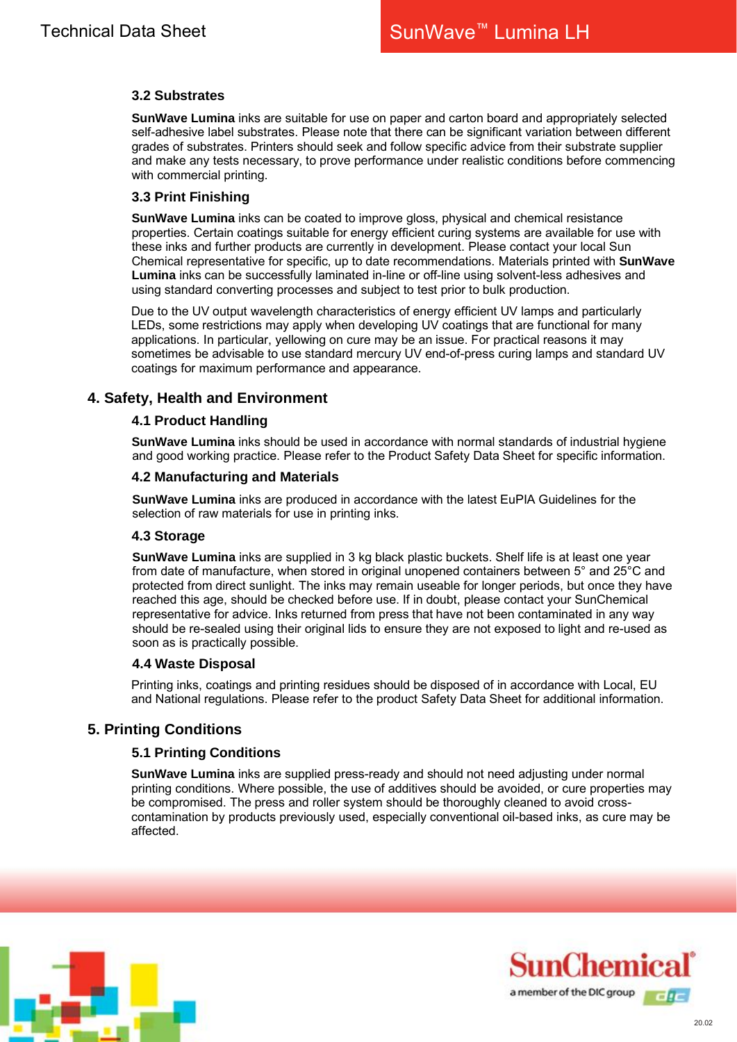### 3.2 Substrates

**SunWave Lumina** inks are suitable for use on paper and carton board and appropriately selected self-adhesive label substrates. Please note that there can be significant variation between different grades of substrates. Printers should seek and follow specific advice from their substrate supplier and make any tests necessary, to prove performance under realistic conditions before commencing with commercial printing.

### 3.3 Print Finishing

**SunWave Lumina** inks can be coated to improve gloss, physical and chemical resistance properties. Certain coatings suitable for energy efficient curing systems are available for use with these inks and further products are currently in development. Please contact your local Sun Chemical representative for specific, up to date recommendations. Materials printed with **SunWave Lumina** inks can be successfully laminated in-line or off-line using solvent-less adhesives and using standard converting processes and subject to test prior to bulk production.

Due to the UV output wavelength characteristics of energy efficient UV lamps and particularly LEDs, some restrictions may apply when developing UV coatings that are functional for many applications. In particular, yellowing on cure may be an issue. For practical reasons it may sometimes be advisable to use standard mercury UV end-of-press curing lamps and standard UV coatings for maximum performance and appearance.

## 4. Safety, Health and Environment

### 4.1 Product Handling

**SunWave Lumina** inks should be used in accordance with normal standards of industrial hygiene and good working practice. Please refer to the Product Safety Data Sheet for specific information.

### 4.2 Manufacturing and Materials

**SunWave Lumina** inks are produced in accordance with the latest EuPIA Guidelines for the selection of raw materials for use in printing inks.

### 4.3 Storage

**SunWave Lumina** inks are supplied in 3 kg black plastic buckets. Shelf life is at least one year from date of manufacture, when stored in original unopened containers between 5° and 25°C and protected from direct sunlight. The inks may remain useable for longer periods, but once they have reached this age, should be checked before use. If in doubt, please contact your SunChemical representative for advice. Inks returned from press that have not been contaminated in any way should be re-sealed using their original lids to ensure they are not exposed to light and re-used as soon as is practically possible.

### 4.4 Waste Disposal

Printing inks, coatings and printing residues should be disposed of in accordance with Local, EU and National regulations. Please refer to the product Safety Data Sheet for additional information.

## 5. Printing Conditions

### 5.1 Printing Conditions

**SunWave Lumina** inks are supplied press-ready and should not need adjusting under normal printing conditions. Where possible, the use of additives should be avoided, or cure properties may be compromised. The press and roller system should be thoroughly cleaned to avoid cross-contamination by products previously used, especially conventional oil-based inks, as cure may be affected.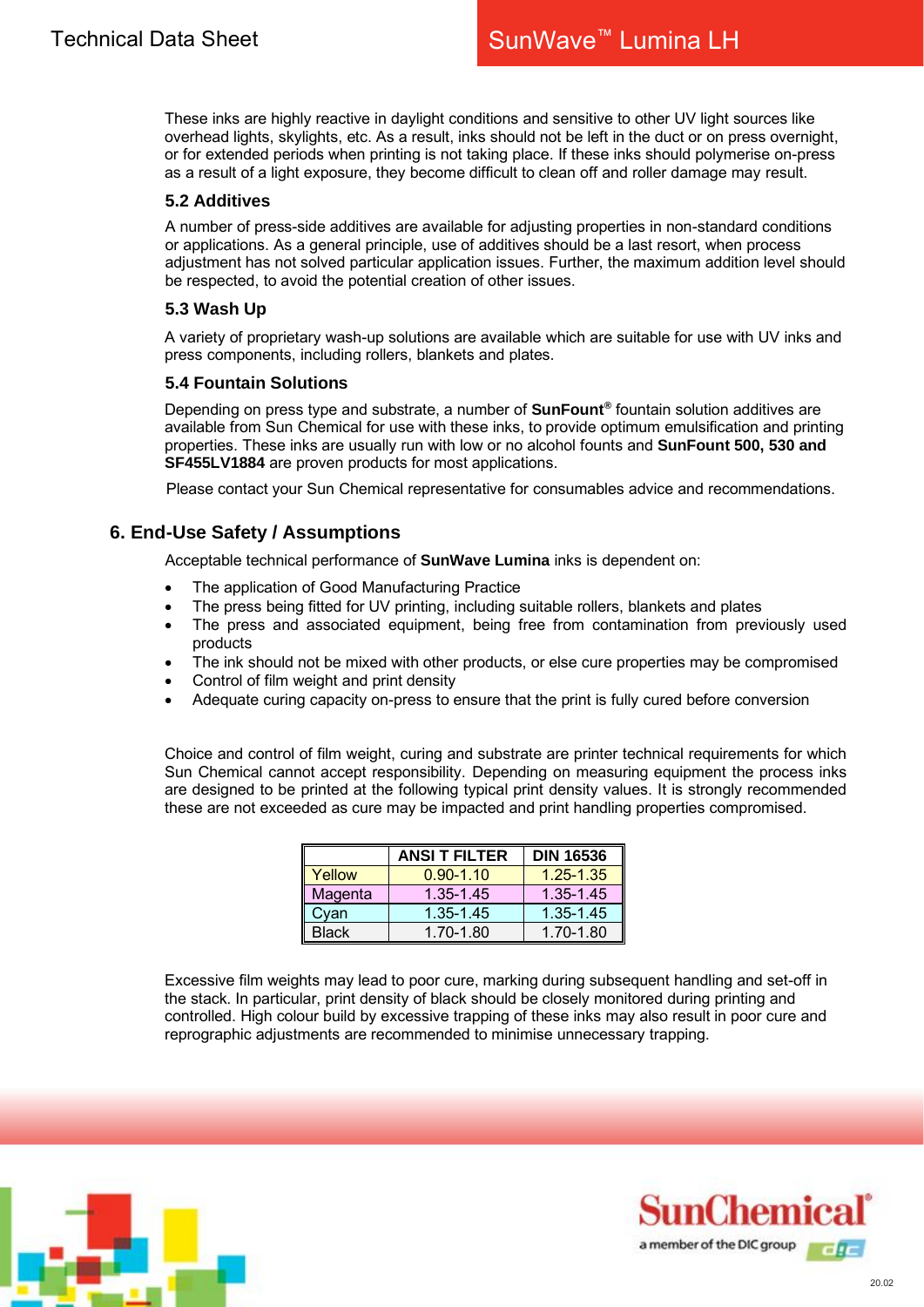These inks are highly reactive in daylight conditions and sensitive to other UV light sources like overhead lights, skylights, etc. As a result, inks should not be left in the duct or on press overnight, or for extended periods when printing is not taking place. If these inks should polymerise on-press as a result of a light exposure, they become difficult to clean off and roller damage may result.

### 5.2 Additives

A number of press-side additives are available for adjusting properties in non-standard conditions or applications. As a general principle, use of additives should be a last resort, when process adjustment has not solved particular application issues. Further, the maximum addition level should be respected, to avoid the potential creation of other issues.

### 5.3 Wash Up

A variety of proprietary wash-up solutions are available which are suitable for use with UV inks and press components, including rollers, blankets and plates.

### 5.4 Fountain Solutions

Depending on press type and substrate, a number of **SunFount®** fountain solution additives are available from Sun Chemical for use with these inks, to provide optimum emulsification and printing properties. These inks are usually run with low or no alcohol founts and **SunFount 500, 530 and SF455LV1884** are proven products for most applications.

Please contact your Sun Chemical representative for consumables advice and recommendations.

## 6. End-Use Safety / Assumptions

Acceptable technical performance of **SunWave Lumina** inks is dependent on:

- The application of Good Manufacturing Practice
- The press being fitted for UV printing, including suitable rollers, blankets and plates
- The press and associated equipment, being free from contamination from previously used products
- The ink should not be mixed with other products, or else cure properties may be compromised
- Control of film weight and print density
- Adequate curing capacity on-press to ensure that the print is fully cured before conversion

Choice and control of film weight, curing and substrate are printer technical requirements for which Sun Chemical cannot accept responsibility. Depending on measuring equipment the process inks are designed to be printed at the following typical print density values. It is strongly recommended these are not exceeded as cure may be impacted and print handling properties compromised.

| | ANSI T FILTER | DIN 16536 |
|---|---|---|
| Yellow | 0.90-1.10 | 1.25-1.35 |
| Magenta | 1.35-1.45 | 1.35-1.45 |
| Cyan | 1.35-1.45 | 1.35-1.45 |
| Black | 1.70-1.80 | 1.70-1.80 |

Excessive film weights may lead to poor cure, marking during subsequent handling and set-off in the stack. In particular, print density of black should be closely monitored during printing and controlled. High colour build by excessive trapping of these inks may also result in poor cure and reprographic adjustments are recommended to minimise unnecessary trapping.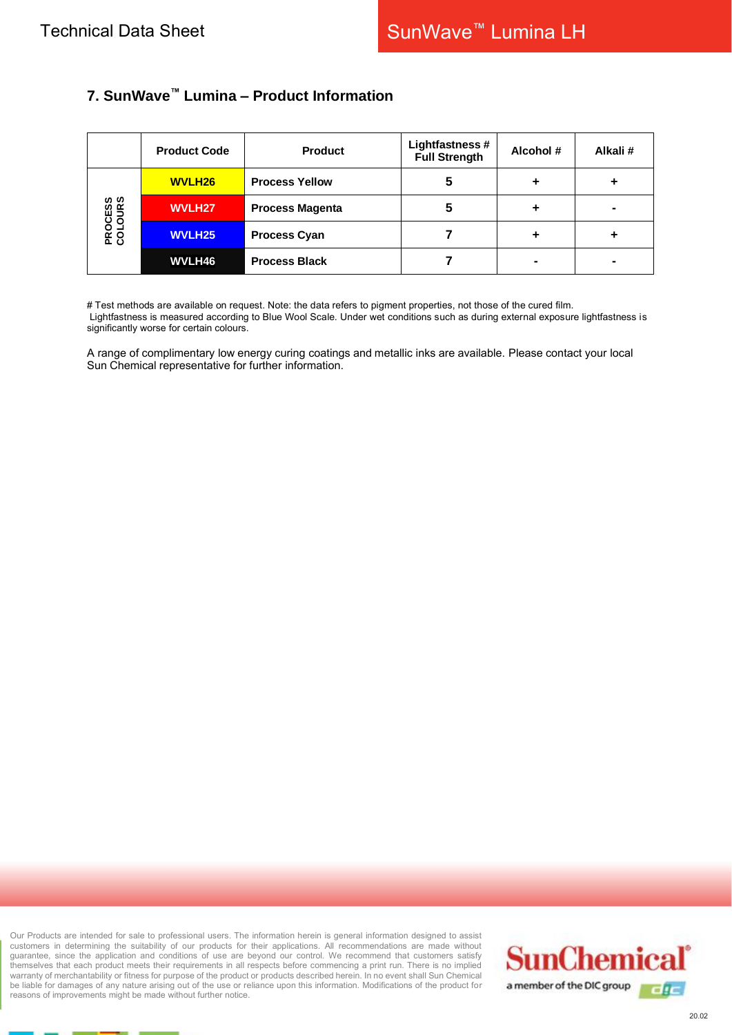## 7. SunWave™ Lumina – Product Information

| | Product Code | Product | Lightfastness # Full Strength | Alcohol # | Alkali # |
|---|---|---|---|---|---|
| PROCESS COLOURS | WVLH26 | Process Yellow | 5 | + | + |
| | WVLH27 | Process Magenta | 5 | + | - |
| | WVLH25 | Process Cyan | 7 | + | + |
| | WVLH46 | Process Black | 7 | - | - |

# Test methods are available on request. Note: the data refers to pigment properties, not those of the cured film. Lightfastness is measured according to Blue Wool Scale. Under wet conditions such as during external exposure lightfastness is significantly worse for certain colours.

A range of complimentary low energy curing coatings and metallic inks are available. Please contact your local Sun Chemical representative for further information.

Our Products are intended for sale to professional users. The information herein is general information designed to assist customers in determining the suitability of our products for their applications. All recommendations are made without guarantee, since the application and conditions of use are beyond our control. We recommend that customers satisfy themselves that each product meets their requirements in all respects before commencing a print run. There is no implied warranty of merchantability or fitness for purpose of the product or products described herein. In no event shall Sun Chemical be liable for damages of any nature arising out of the use or reliance upon this information. Modifications of the product for reasons of improvements might be made without further notice.

SunChemical® a member of the DIC group

20.02